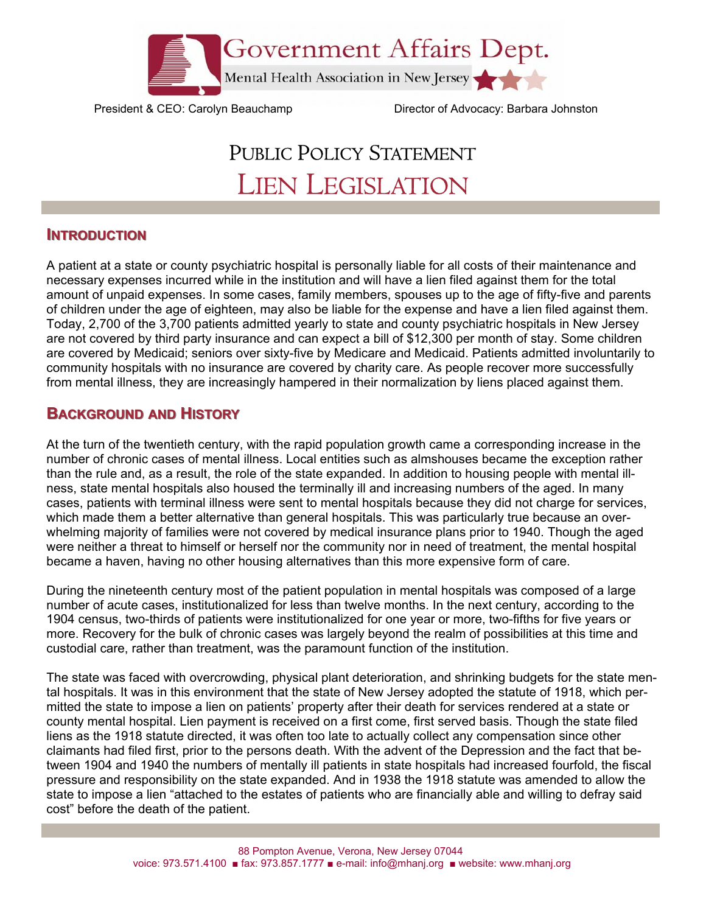# Government Affairs Dept.

Mental Health Association in New Jersey

President & CEO: Carolyn Beauchamp

Director of Advocacy: Barbara Johnston

# Public Policy Statement

# Lien Legislation

## Introduction

A patient at a state or county psychiatric hospital is personally liable for all costs of their maintenance and necessary expenses incurred while in the institution and will have a lien filed against them for the total amount of unpaid expenses. In some cases, family members, spouses up to the age of fifty-five and parents of children under the age of eighteen, may also be liable for the expense and have a lien filed against them. Today, 2,700 of the 3,700 patients admitted yearly to state and county psychiatric hospitals in New Jersey are not covered by third party insurance and can expect a bill of $12,300 per month of stay. Some children are covered by Medicaid; seniors over sixty-five by Medicare and Medicaid. Patients admitted involuntarily to community hospitals with no insurance are covered by charity care. As people recover more successfully from mental illness, they are increasingly hampered in their normalization by liens placed against them.

## Background and History

At the turn of the twentieth century, with the rapid population growth came a corresponding increase in the number of chronic cases of mental illness. Local entities such as almshouses became the exception rather than the rule and, as a result, the role of the state expanded. In addition to housing people with mental illness, state mental hospitals also housed the terminally ill and increasing numbers of the aged. In many cases, patients with terminal illness were sent to mental hospitals because they did not charge for services, which made them a better alternative than general hospitals. This was particularly true because an overwhelming majority of families were not covered by medical insurance plans prior to 1940. Though the aged were neither a threat to himself or herself nor the community nor in need of treatment, the mental hospital became a haven, having no other housing alternatives than this more expensive form of care.

During the nineteenth century most of the patient population in mental hospitals was composed of a large number of acute cases, institutionalized for less than twelve months. In the next century, according to the 1904 census, two-thirds of patients were institutionalized for one year or more, two-fifths for five years or more. Recovery for the bulk of chronic cases was largely beyond the realm of possibilities at this time and custodial care, rather than treatment, was the paramount function of the institution.

The state was faced with overcrowding, physical plant deterioration, and shrinking budgets for the state mental hospitals. It was in this environment that the state of New Jersey adopted the statute of 1918, which permitted the state to impose a lien on patients' property after their death for services rendered at a state or county mental hospital. Lien payment is received on a first come, first served basis. Though the state filed liens as the 1918 statute directed, it was often too late to actually collect any compensation since other claimants had filed first, prior to the persons death. With the advent of the Depression and the fact that between 1904 and 1940 the numbers of mentally ill patients in state hospitals had increased fourfold, the fiscal pressure and responsibility on the state expanded. And in 1938 the 1918 statute was amended to allow the state to impose a lien "attached to the estates of patients who are financially able and willing to defray said cost" before the death of the patient.

88 Pompton Avenue, Verona, New Jersey 07044
voice: 973.571.4100 ■ fax: 973.857.1777 ■ e-mail: info@mhanj.org ■ website: www.mhanj.org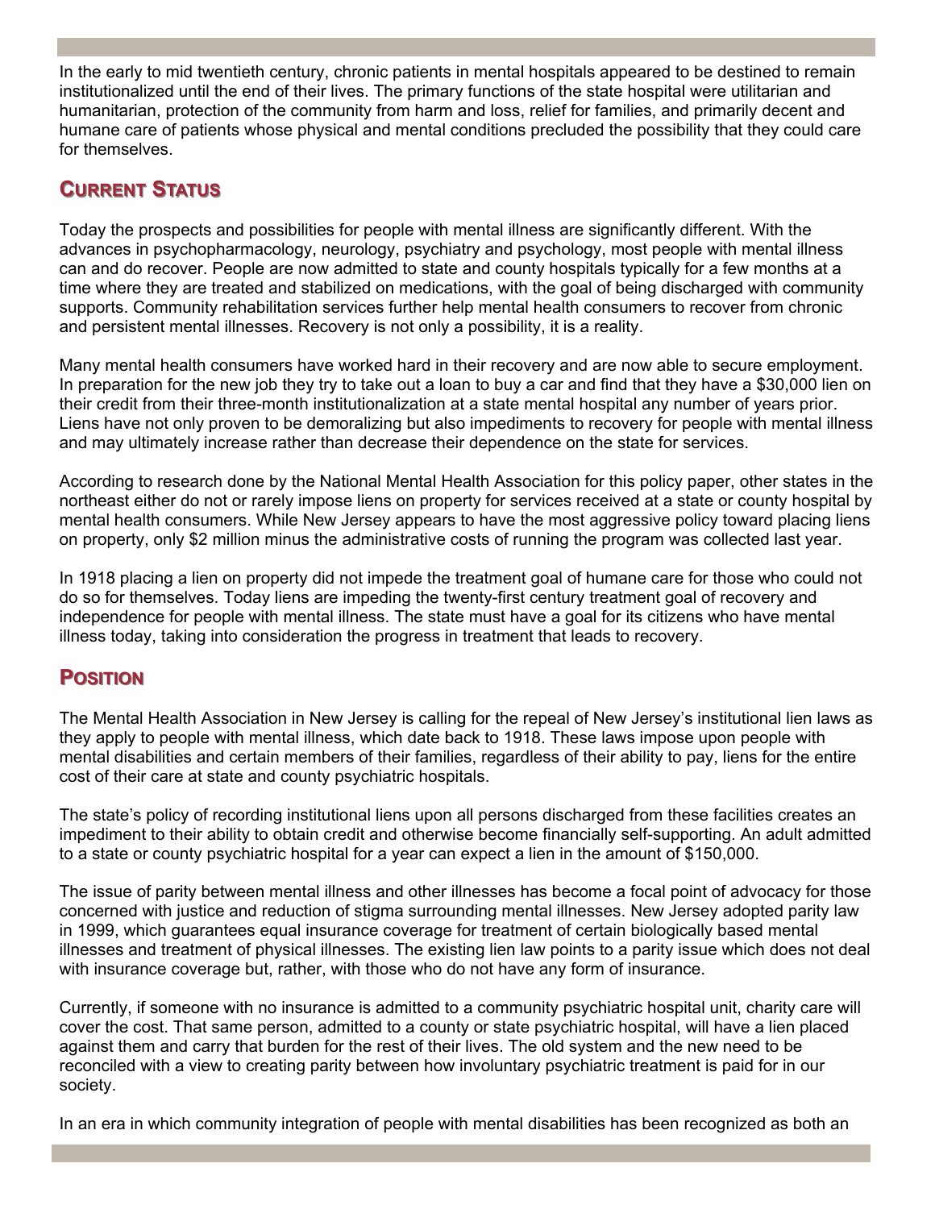In the early to mid twentieth century, chronic patients in mental hospitals appeared to be destined to remain institutionalized until the end of their lives. The primary functions of the state hospital were utilitarian and humanitarian, protection of the community from harm and loss, relief for families, and primarily decent and humane care of patients whose physical and mental conditions precluded the possibility that they could care for themselves.

## Current Status

Today the prospects and possibilities for people with mental illness are significantly different. With the advances in psychopharmacology, neurology, psychiatry and psychology, most people with mental illness can and do recover. People are now admitted to state and county hospitals typically for a few months at a time where they are treated and stabilized on medications, with the goal of being discharged with community supports. Community rehabilitation services further help mental health consumers to recover from chronic and persistent mental illnesses. Recovery is not only a possibility, it is a reality.

Many mental health consumers have worked hard in their recovery and are now able to secure employment. In preparation for the new job they try to take out a loan to buy a car and find that they have a $30,000 lien on their credit from their three-month institutionalization at a state mental hospital any number of years prior. Liens have not only proven to be demoralizing but also impediments to recovery for people with mental illness and may ultimately increase rather than decrease their dependence on the state for services.

According to research done by the National Mental Health Association for this policy paper, other states in the northeast either do not or rarely impose liens on property for services received at a state or county hospital by mental health consumers. While New Jersey appears to have the most aggressive policy toward placing liens on property, only $2 million minus the administrative costs of running the program was collected last year.

In 1918 placing a lien on property did not impede the treatment goal of humane care for those who could not do so for themselves. Today liens are impeding the twenty-first century treatment goal of recovery and independence for people with mental illness. The state must have a goal for its citizens who have mental illness today, taking into consideration the progress in treatment that leads to recovery.

## Position

The Mental Health Association in New Jersey is calling for the repeal of New Jersey's institutional lien laws as they apply to people with mental illness, which date back to 1918. These laws impose upon people with mental disabilities and certain members of their families, regardless of their ability to pay, liens for the entire cost of their care at state and county psychiatric hospitals.

The state's policy of recording institutional liens upon all persons discharged from these facilities creates an impediment to their ability to obtain credit and otherwise become financially self-supporting. An adult admitted to a state or county psychiatric hospital for a year can expect a lien in the amount of $150,000.

The issue of parity between mental illness and other illnesses has become a focal point of advocacy for those concerned with justice and reduction of stigma surrounding mental illnesses. New Jersey adopted parity law in 1999, which guarantees equal insurance coverage for treatment of certain biologically based mental illnesses and treatment of physical illnesses. The existing lien law points to a parity issue which does not deal with insurance coverage but, rather, with those who do not have any form of insurance.

Currently, if someone with no insurance is admitted to a community psychiatric hospital unit, charity care will cover the cost. That same person, admitted to a county or state psychiatric hospital, will have a lien placed against them and carry that burden for the rest of their lives. The old system and the new need to be reconciled with a view to creating parity between how involuntary psychiatric treatment is paid for in our society.

In an era in which community integration of people with mental disabilities has been recognized as both an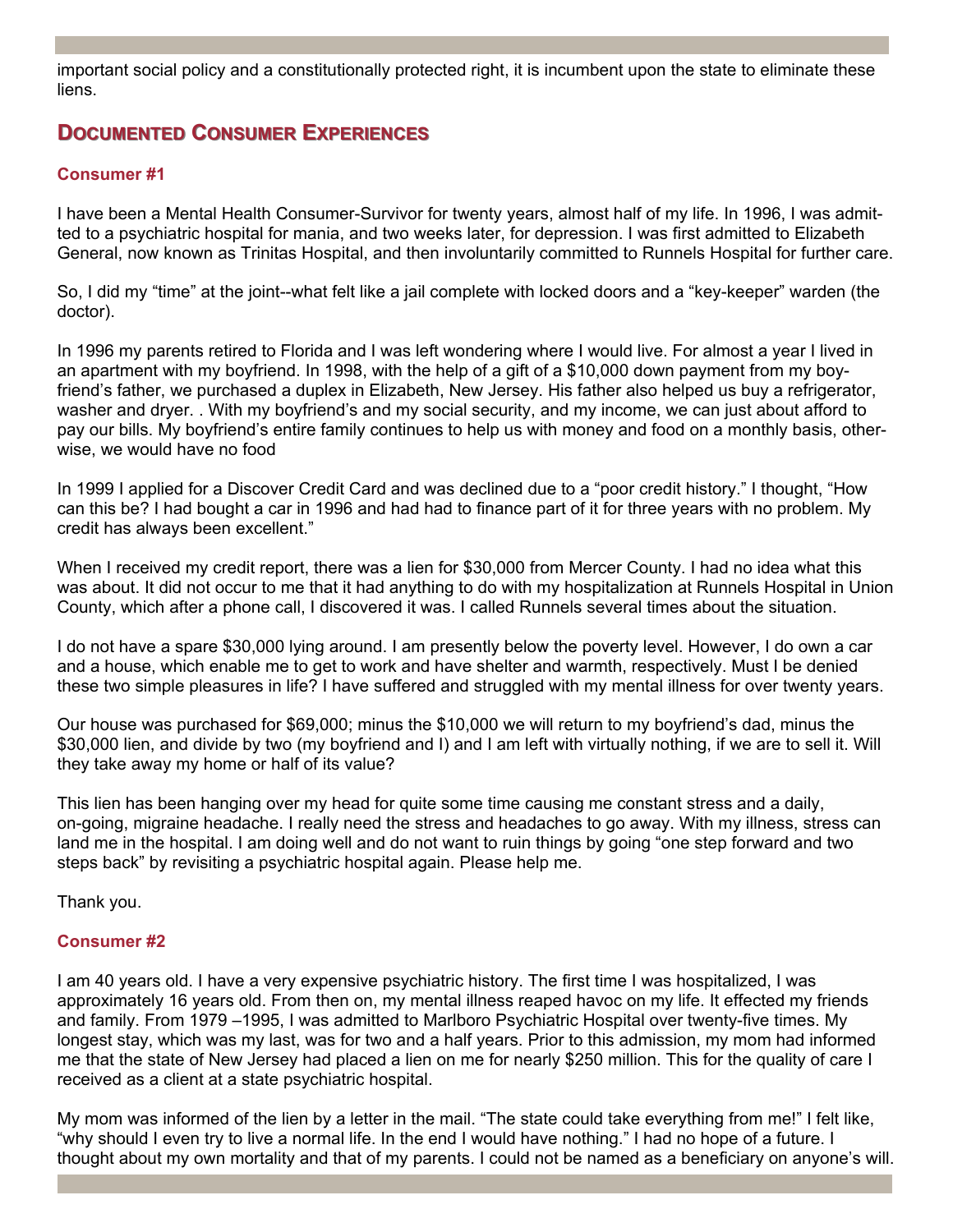important social policy and a constitutionally protected right, it is incumbent upon the state to eliminate these liens.

## Documented Consumer Experiences

### Consumer #1

I have been a Mental Health Consumer-Survivor for twenty years, almost half of my life. In 1996, I was admitted to a psychiatric hospital for mania, and two weeks later, for depression. I was first admitted to Elizabeth General, now known as Trinitas Hospital, and then involuntarily committed to Runnels Hospital for further care.

So, I did my "time" at the joint--what felt like a jail complete with locked doors and a "key-keeper" warden (the doctor).

In 1996 my parents retired to Florida and I was left wondering where I would live. For almost a year I lived in an apartment with my boyfriend. In 1998, with the help of a gift of a $10,000 down payment from my boyfriend's father, we purchased a duplex in Elizabeth, New Jersey. His father also helped us buy a refrigerator, washer and dryer. . With my boyfriend's and my social security, and my income, we can just about afford to pay our bills. My boyfriend's entire family continues to help us with money and food on a monthly basis, otherwise, we would have no food

In 1999 I applied for a Discover Credit Card and was declined due to a "poor credit history." I thought, "How can this be? I had bought a car in 1996 and had had to finance part of it for three years with no problem. My credit has always been excellent."

When I received my credit report, there was a lien for $30,000 from Mercer County. I had no idea what this was about. It did not occur to me that it had anything to do with my hospitalization at Runnels Hospital in Union County, which after a phone call, I discovered it was. I called Runnels several times about the situation.

I do not have a spare $30,000 lying around. I am presently below the poverty level. However, I do own a car and a house, which enable me to get to work and have shelter and warmth, respectively. Must I be denied these two simple pleasures in life? I have suffered and struggled with my mental illness for over twenty years.

Our house was purchased for $69,000; minus the $10,000 we will return to my boyfriend's dad, minus the $30,000 lien, and divide by two (my boyfriend and I) and I am left with virtually nothing, if we are to sell it. Will they take away my home or half of its value?

This lien has been hanging over my head for quite some time causing me constant stress and a daily, on-going, migraine headache. I really need the stress and headaches to go away. With my illness, stress can land me in the hospital. I am doing well and do not want to ruin things by going "one step forward and two steps back" by revisiting a psychiatric hospital again. Please help me.

Thank you.

### Consumer #2

I am 40 years old. I have a very expensive psychiatric history. The first time I was hospitalized, I was approximately 16 years old. From then on, my mental illness reaped havoc on my life. It effected my friends and family. From 1979 –1995, I was admitted to Marlboro Psychiatric Hospital over twenty-five times. My longest stay, which was my last, was for two and a half years. Prior to this admission, my mom had informed me that the state of New Jersey had placed a lien on me for nearly $250 million. This for the quality of care I received as a client at a state psychiatric hospital.

My mom was informed of the lien by a letter in the mail. "The state could take everything from me!" I felt like, "why should I even try to live a normal life. In the end I would have nothing." I had no hope of a future. I thought about my own mortality and that of my parents. I could not be named as a beneficiary on anyone's will.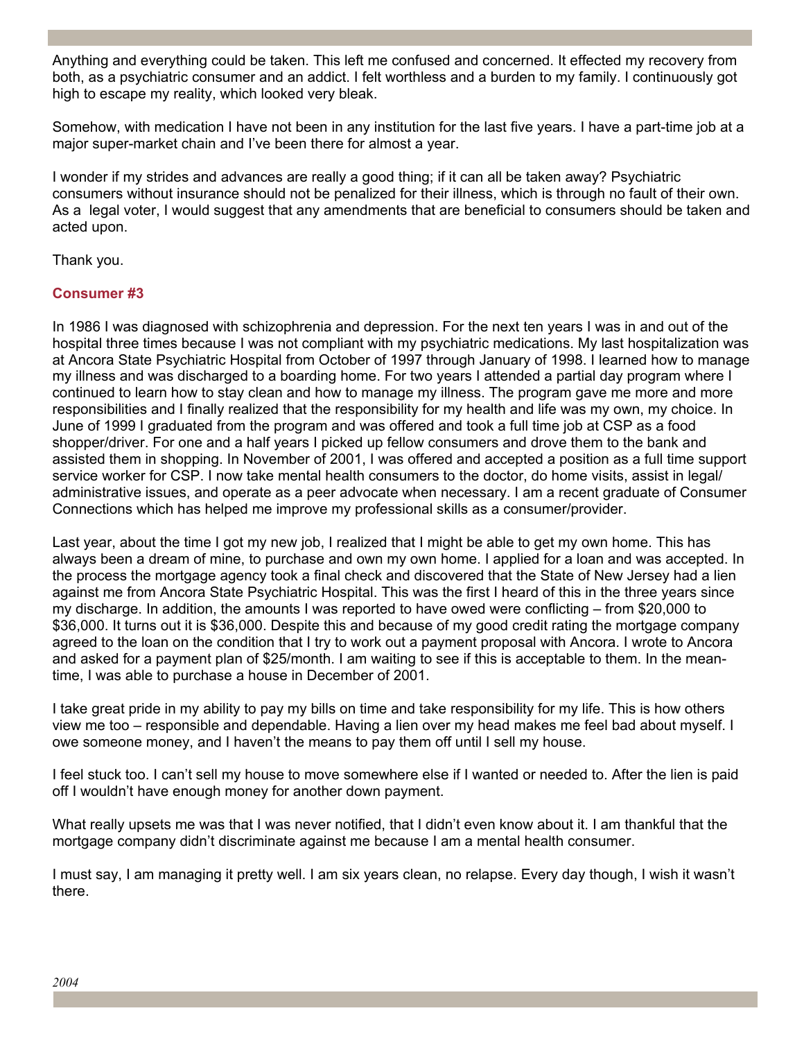Anything and everything could be taken. This left me confused and concerned. It effected my recovery from both, as a psychiatric consumer and an addict. I felt worthless and a burden to my family. I continuously got high to escape my reality, which looked very bleak.

Somehow, with medication I have not been in any institution for the last five years. I have a part-time job at a major super-market chain and I've been there for almost a year.

I wonder if my strides and advances are really a good thing; if it can all be taken away? Psychiatric consumers without insurance should not be penalized for their illness, which is through no fault of their own. As a legal voter, I would suggest that any amendments that are beneficial to consumers should be taken and acted upon.

Thank you.

### Consumer #3

In 1986 I was diagnosed with schizophrenia and depression. For the next ten years I was in and out of the hospital three times because I was not compliant with my psychiatric medications. My last hospitalization was at Ancora State Psychiatric Hospital from October of 1997 through January of 1998. I learned how to manage my illness and was discharged to a boarding home. For two years I attended a partial day program where I continued to learn how to stay clean and how to manage my illness. The program gave me more and more responsibilities and I finally realized that the responsibility for my health and life was my own, my choice. In June of 1999 I graduated from the program and was offered and took a full time job at CSP as a food shopper/driver. For one and a half years I picked up fellow consumers and drove them to the bank and assisted them in shopping. In November of 2001, I was offered and accepted a position as a full time support service worker for CSP. I now take mental health consumers to the doctor, do home visits, assist in legal/administrative issues, and operate as a peer advocate when necessary. I am a recent graduate of Consumer Connections which has helped me improve my professional skills as a consumer/provider.

Last year, about the time I got my new job, I realized that I might be able to get my own home. This has always been a dream of mine, to purchase and own my own home. I applied for a loan and was accepted. In the process the mortgage agency took a final check and discovered that the State of New Jersey had a lien against me from Ancora State Psychiatric Hospital. This was the first I heard of this in the three years since my discharge. In addition, the amounts I was reported to have owed were conflicting – from $20,000 to $36,000. It turns out it is $36,000. Despite this and because of my good credit rating the mortgage company agreed to the loan on the condition that I try to work out a payment proposal with Ancora. I wrote to Ancora and asked for a payment plan of $25/month. I am waiting to see if this is acceptable to them. In the meantime, I was able to purchase a house in December of 2001.

I take great pride in my ability to pay my bills on time and take responsibility for my life. This is how others view me too – responsible and dependable. Having a lien over my head makes me feel bad about myself. I owe someone money, and I haven't the means to pay them off until I sell my house.

I feel stuck too. I can't sell my house to move somewhere else if I wanted or needed to. After the lien is paid off I wouldn't have enough money for another down payment.

What really upsets me was that I was never notified, that I didn't even know about it. I am thankful that the mortgage company didn't discriminate against me because I am a mental health consumer.

I must say, I am managing it pretty well. I am six years clean, no relapse. Every day though, I wish it wasn't there.